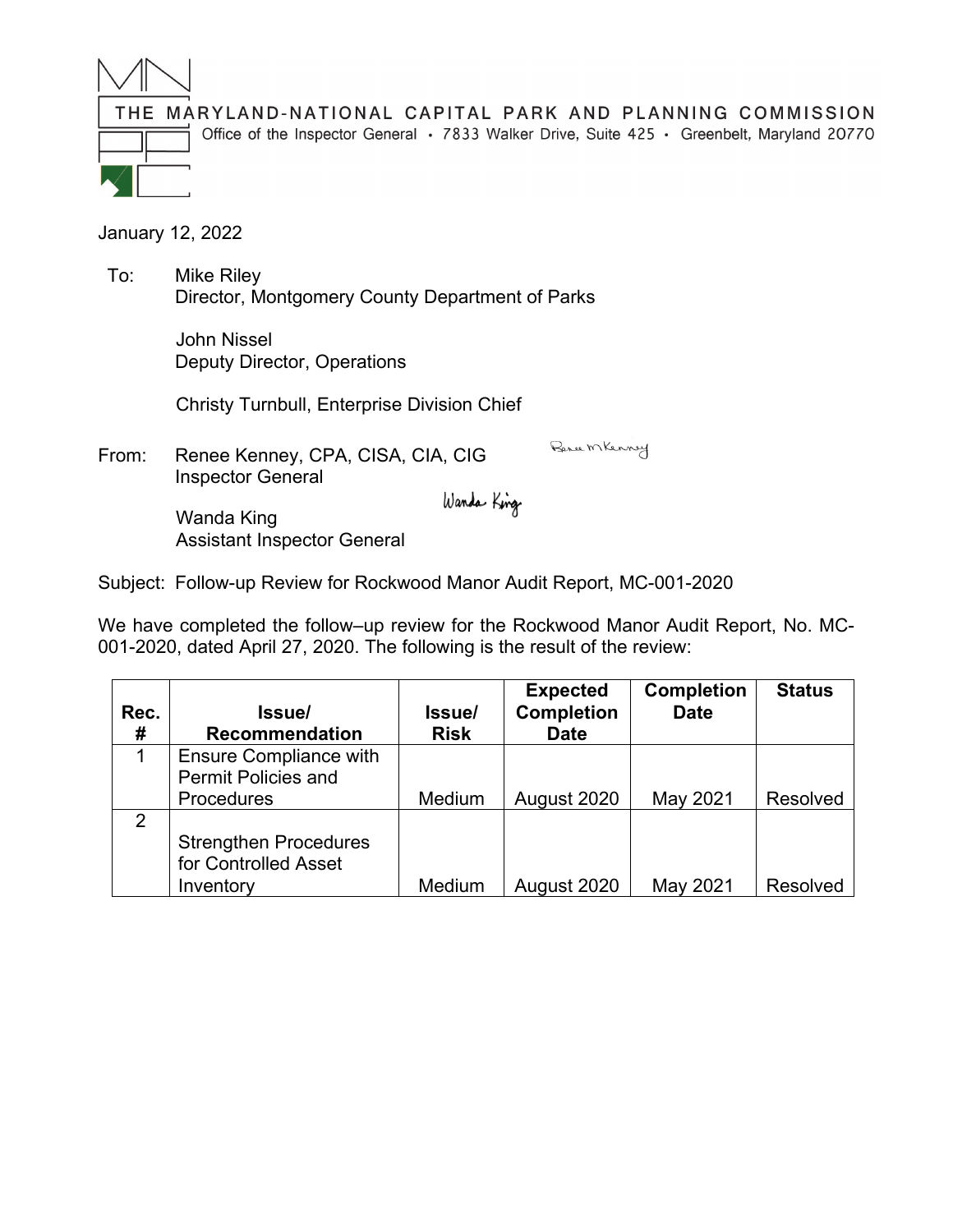THE MARYLAND-NATIONAL CAPITAL PARK AND PLANNING COMMISSION

Office of the Inspector General • 7833 Walker Drive, Suite 425 • Greenbelt, Maryland 20770

January 12, 2022

To: Mike Riley
Director, Montgomery County Department of Parks

John Nissel
Deputy Director, Operations

Christy Turnbull, Enterprise Division Chief

From: Renee Kenney, CPA, CISA, CIA, CIG
Inspector General

Wanda King
Assistant Inspector General

Subject: Follow-up Review for Rockwood Manor Audit Report, MC-001-2020

We have completed the follow–up review for the Rockwood Manor Audit Report, No. MC-001-2020, dated April 27, 2020. The following is the result of the review:

| Rec. # | Issue/ Recommendation | Issue/ Risk | Expected Completion Date | Completion Date | Status |
|---|---|---|---|---|---|
| 1 | Ensure Compliance with Permit Policies and Procedures | Medium | August 2020 | May 2021 | Resolved |
| 2 | Strengthen Procedures for Controlled Asset Inventory | Medium | August 2020 | May 2021 | Resolved |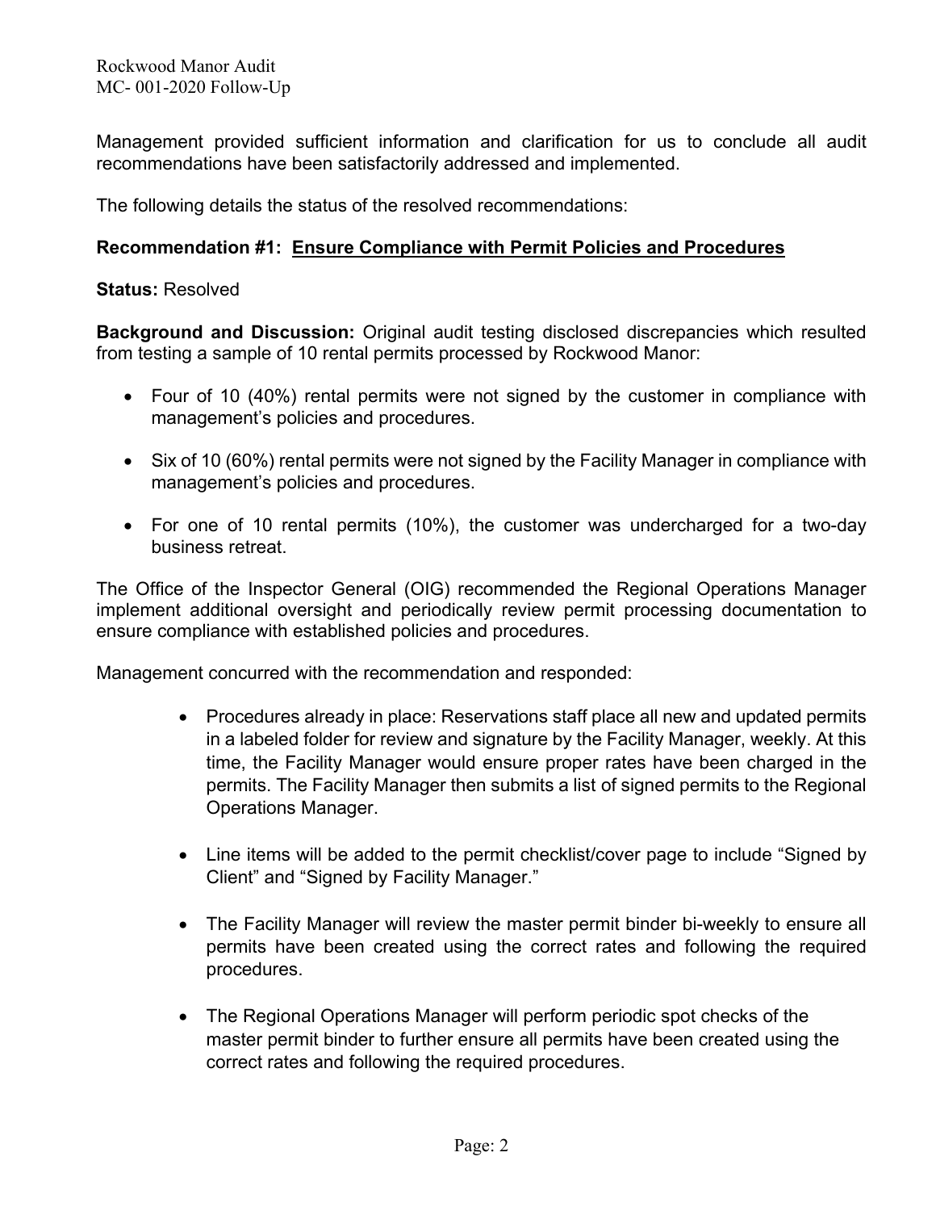Management provided sufficient information and clarification for us to conclude all audit recommendations have been satisfactorily addressed and implemented.

The following details the status of the resolved recommendations:

**Recommendation #1: Ensure Compliance with Permit Policies and Procedures**

**Status:** Resolved

**Background and Discussion:** Original audit testing disclosed discrepancies which resulted from testing a sample of 10 rental permits processed by Rockwood Manor:

- Four of 10 (40%) rental permits were not signed by the customer in compliance with management's policies and procedures.
- Six of 10 (60%) rental permits were not signed by the Facility Manager in compliance with management's policies and procedures.
- For one of 10 rental permits (10%), the customer was undercharged for a two-day business retreat.

The Office of the Inspector General (OIG) recommended the Regional Operations Manager implement additional oversight and periodically review permit processing documentation to ensure compliance with established policies and procedures.

Management concurred with the recommendation and responded:

- Procedures already in place: Reservations staff place all new and updated permits in a labeled folder for review and signature by the Facility Manager, weekly. At this time, the Facility Manager would ensure proper rates have been charged in the permits. The Facility Manager then submits a list of signed permits to the Regional Operations Manager.
- Line items will be added to the permit checklist/cover page to include "Signed by Client" and "Signed by Facility Manager."
- The Facility Manager will review the master permit binder bi-weekly to ensure all permits have been created using the correct rates and following the required procedures.
- The Regional Operations Manager will perform periodic spot checks of the master permit binder to further ensure all permits have been created using the correct rates and following the required procedures.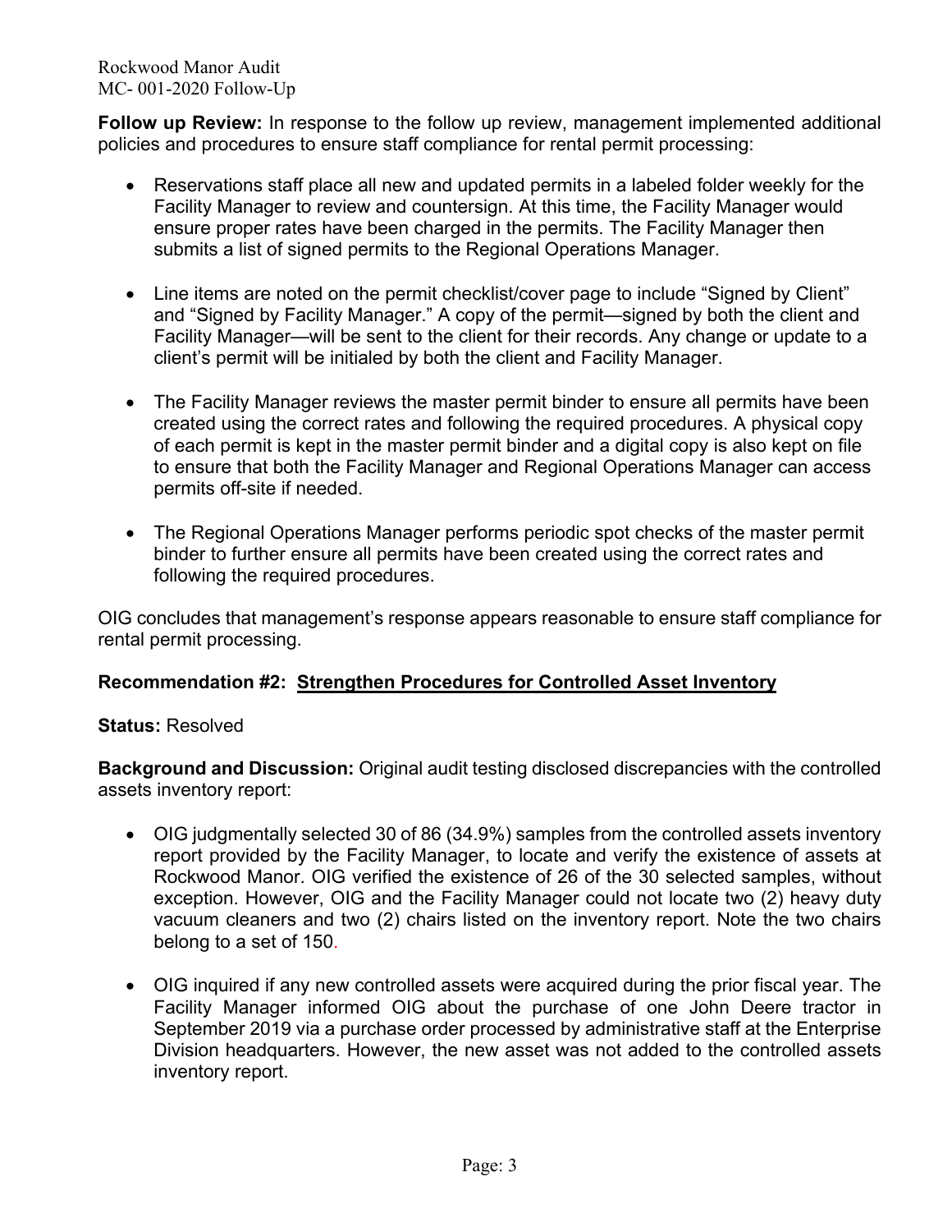**Follow up Review:** In response to the follow up review, management implemented additional policies and procedures to ensure staff compliance for rental permit processing:

- Reservations staff place all new and updated permits in a labeled folder weekly for the Facility Manager to review and countersign. At this time, the Facility Manager would ensure proper rates have been charged in the permits. The Facility Manager then submits a list of signed permits to the Regional Operations Manager.

- Line items are noted on the permit checklist/cover page to include "Signed by Client" and "Signed by Facility Manager." A copy of the permit—signed by both the client and Facility Manager—will be sent to the client for their records. Any change or update to a client's permit will be initialed by both the client and Facility Manager.

- The Facility Manager reviews the master permit binder to ensure all permits have been created using the correct rates and following the required procedures. A physical copy of each permit is kept in the master permit binder and a digital copy is also kept on file to ensure that both the Facility Manager and Regional Operations Manager can access permits off-site if needed.

- The Regional Operations Manager performs periodic spot checks of the master permit binder to further ensure all permits have been created using the correct rates and following the required procedures.

OIG concludes that management's response appears reasonable to ensure staff compliance for rental permit processing.

**Recommendation #2: Strengthen Procedures for Controlled Asset Inventory**

**Status:** Resolved

**Background and Discussion:** Original audit testing disclosed discrepancies with the controlled assets inventory report:

- OIG judgmentally selected 30 of 86 (34.9%) samples from the controlled assets inventory report provided by the Facility Manager, to locate and verify the existence of assets at Rockwood Manor. OIG verified the existence of 26 of the 30 selected samples, without exception. However, OIG and the Facility Manager could not locate two (2) heavy duty vacuum cleaners and two (2) chairs listed on the inventory report. Note the two chairs belong to a set of 150.

- OIG inquired if any new controlled assets were acquired during the prior fiscal year. The Facility Manager informed OIG about the purchase of one John Deere tractor in September 2019 via a purchase order processed by administrative staff at the Enterprise Division headquarters. However, the new asset was not added to the controlled assets inventory report.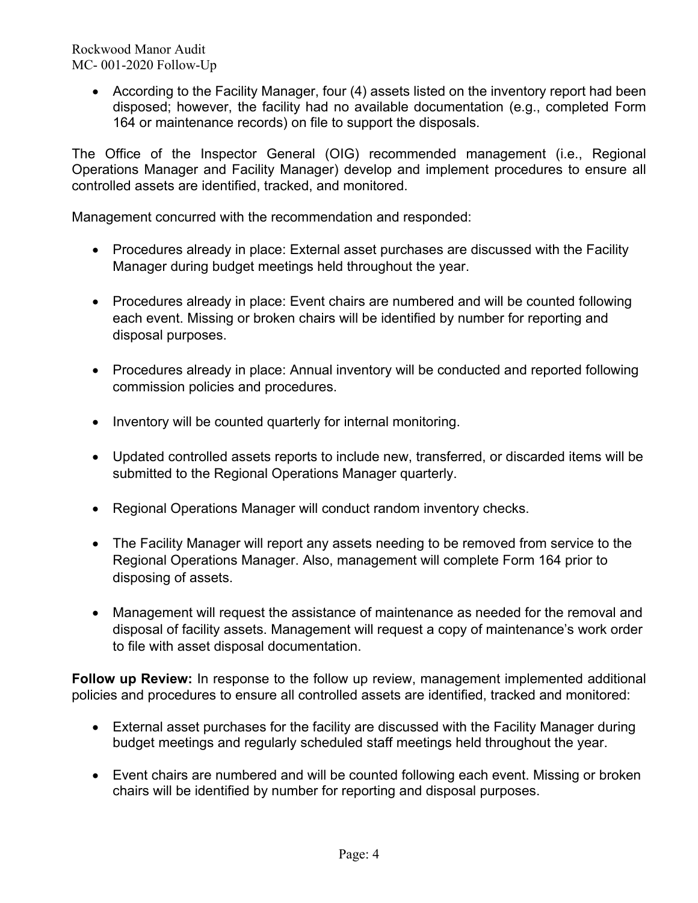- According to the Facility Manager, four (4) assets listed on the inventory report had been disposed; however, the facility had no available documentation (e.g., completed Form 164 or maintenance records) on file to support the disposals.

The Office of the Inspector General (OIG) recommended management (i.e., Regional Operations Manager and Facility Manager) develop and implement procedures to ensure all controlled assets are identified, tracked, and monitored.

Management concurred with the recommendation and responded:

- Procedures already in place: External asset purchases are discussed with the Facility Manager during budget meetings held throughout the year.
- Procedures already in place: Event chairs are numbered and will be counted following each event. Missing or broken chairs will be identified by number for reporting and disposal purposes.
- Procedures already in place: Annual inventory will be conducted and reported following commission policies and procedures.
- Inventory will be counted quarterly for internal monitoring.
- Updated controlled assets reports to include new, transferred, or discarded items will be submitted to the Regional Operations Manager quarterly.
- Regional Operations Manager will conduct random inventory checks.
- The Facility Manager will report any assets needing to be removed from service to the Regional Operations Manager. Also, management will complete Form 164 prior to disposing of assets.
- Management will request the assistance of maintenance as needed for the removal and disposal of facility assets. Management will request a copy of maintenance's work order to file with asset disposal documentation.

**Follow up Review:** In response to the follow up review, management implemented additional policies and procedures to ensure all controlled assets are identified, tracked and monitored:

- External asset purchases for the facility are discussed with the Facility Manager during budget meetings and regularly scheduled staff meetings held throughout the year.
- Event chairs are numbered and will be counted following each event. Missing or broken chairs will be identified by number for reporting and disposal purposes.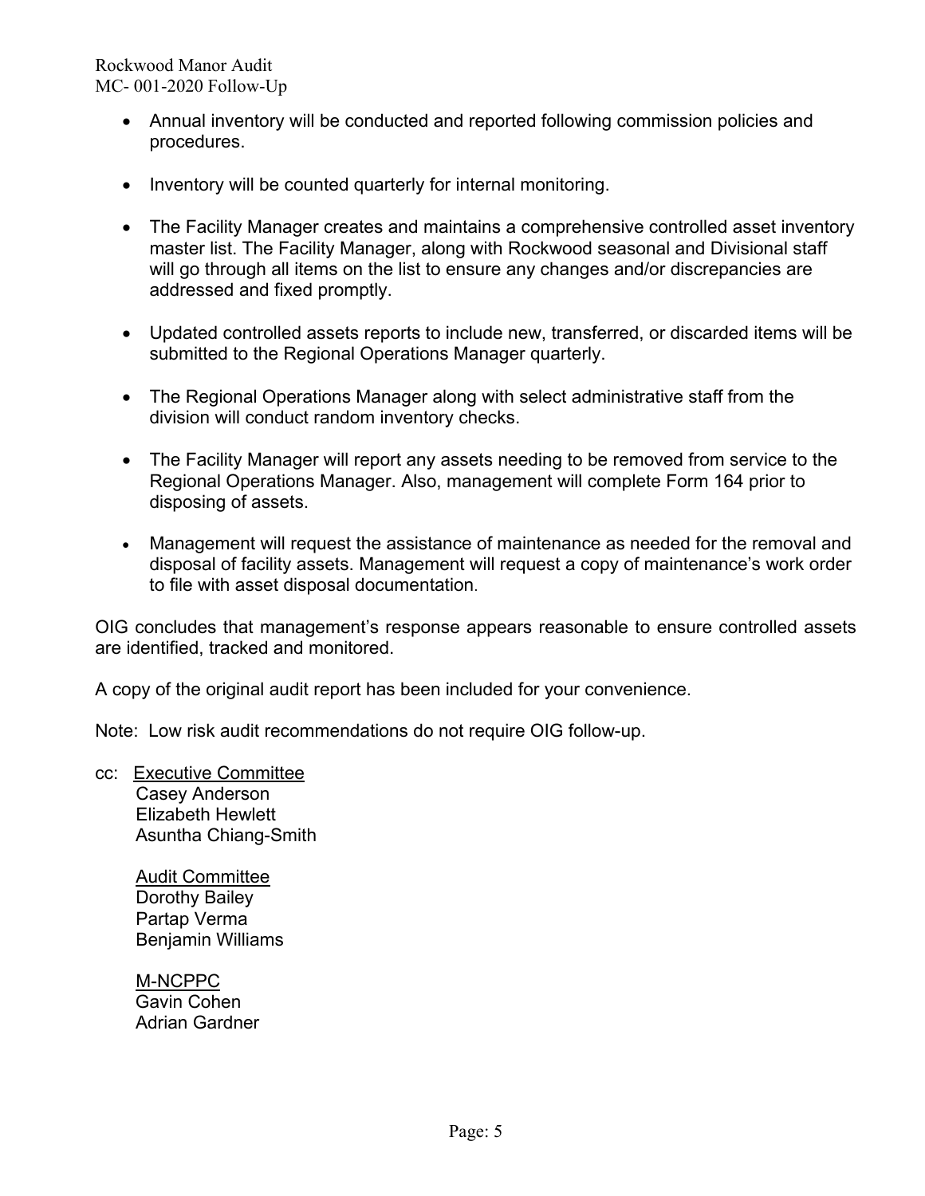- Annual inventory will be conducted and reported following commission policies and procedures.
- Inventory will be counted quarterly for internal monitoring.
- The Facility Manager creates and maintains a comprehensive controlled asset inventory master list. The Facility Manager, along with Rockwood seasonal and Divisional staff will go through all items on the list to ensure any changes and/or discrepancies are addressed and fixed promptly.
- Updated controlled assets reports to include new, transferred, or discarded items will be submitted to the Regional Operations Manager quarterly.
- The Regional Operations Manager along with select administrative staff from the division will conduct random inventory checks.
- The Facility Manager will report any assets needing to be removed from service to the Regional Operations Manager. Also, management will complete Form 164 prior to disposing of assets.
- Management will request the assistance of maintenance as needed for the removal and disposal of facility assets. Management will request a copy of maintenance's work order to file with asset disposal documentation.

OIG concludes that management's response appears reasonable to ensure controlled assets are identified, tracked and monitored.

A copy of the original audit report has been included for your convenience.

Note: Low risk audit recommendations do not require OIG follow-up.

cc: Executive Committee
Casey Anderson
Elizabeth Hewlett
Asuntha Chiang-Smith

Audit Committee
Dorothy Bailey
Partap Verma
Benjamin Williams

M-NCPPC
Gavin Cohen
Adrian Gardner